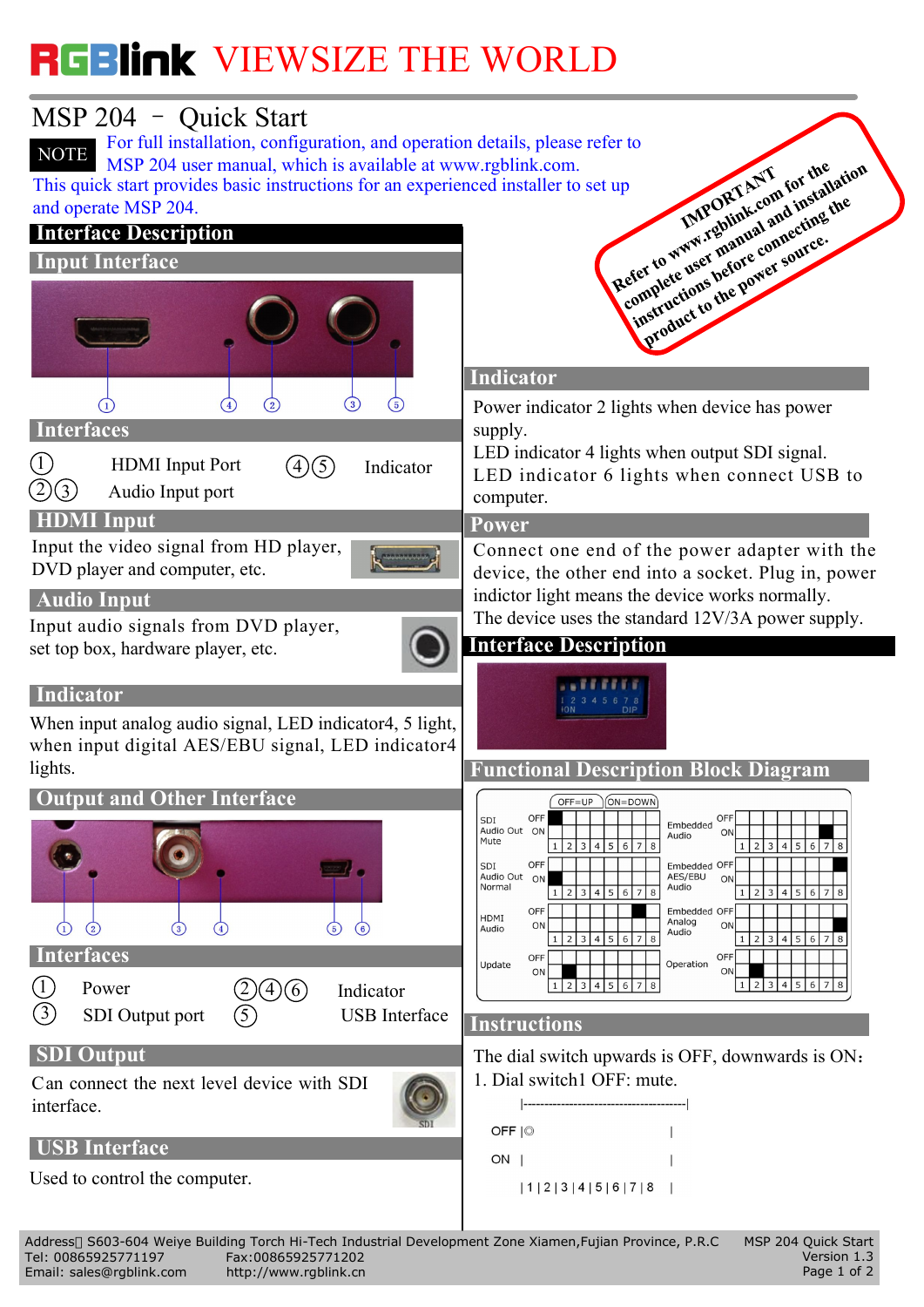# RGBlink VIEWSIZE THE WORLD

## MSP 204 – Quick Start

**NOTE** For full installation, configuration, and operation details, please refer to MSP 204 user manual, which is available at www.rgblink.com.

This quick start provides basic instructions for an experienced installer to set up and operate MSP 204.

**IMPORTANT**
Refer to www.rgblink.com for the complete user manual and installation instructions before connecting the product to the power source.

## Interface Description

### Input Interface

### Interfaces

| | | | |
|---|---|---|---|
| ① | HDMI Input Port | ④⑤ | Indicator |
| ②③ | Audio Input port | | |

### HDMI Input

Input the video signal from HD player, DVD player and computer, etc.

### Audio Input

Input audio signals from DVD player, set top box, hardware player, etc.

### Indicator

When input analog audio signal, LED indicator4, 5 light, when input digital AES/EBU signal, LED indicator4 lights.

### Output and Other Interface

### Interfaces

| | | | |
|---|---|---|---|
| ① | Power | ②④⑥ | Indicator |
| ③ | SDI Output port | ⑤ | USB Interface |

### SDI Output

Can connect the next level device with SDI interface.

### USB Interface

Used to control the computer.

### Indicator

Power indicator 2 lights when device has power supply.

LED indicator 4 lights when output SDI signal.

LED indicator 6 lights when connect USB to computer.

### Power

Connect one end of the power adapter with the device, the other end into a socket. Plug in, power indictor light means the device works normally.

The device uses the standard 12V/3A power supply.

## Interface Description

### Functional Description Block Diagram

OFF=UP ON=DOWN

| Function | Switch setting | Function | Switch setting |
|---|---|---|---|
| SDI Audio Out Mute | 1 OFF | Embedded Audio | 7 ON |
| SDI Audio Out Normal | 1 ON | Embedded AES/EBU Audio | 8 OFF |
| HDMI Audio | 6 OFF | Embedded Analog Audio | 8 ON |
| Update | 2 ON | Operation | 2 ON |

### Instructions

The dial switch upwards is OFF, downwards is ON：

1. Dial switch1 OFF: mute.

```
|--------------------------------------|
OFF |◎                                 |
ON  |                                  |
    | 1 | 2 | 3 | 4 | 5 | 6 | 7 | 8    |
```

Address： S603-604 Weiye Building Torch Hi-Tech Industrial Development Zone Xiamen,Fujian Province, P.R.C
Tel: 00865925771197 Fax:00865925771202
Email: sales@rgblink.com http://www.rgblink.cn

MSP 204 Quick Start Version 1.3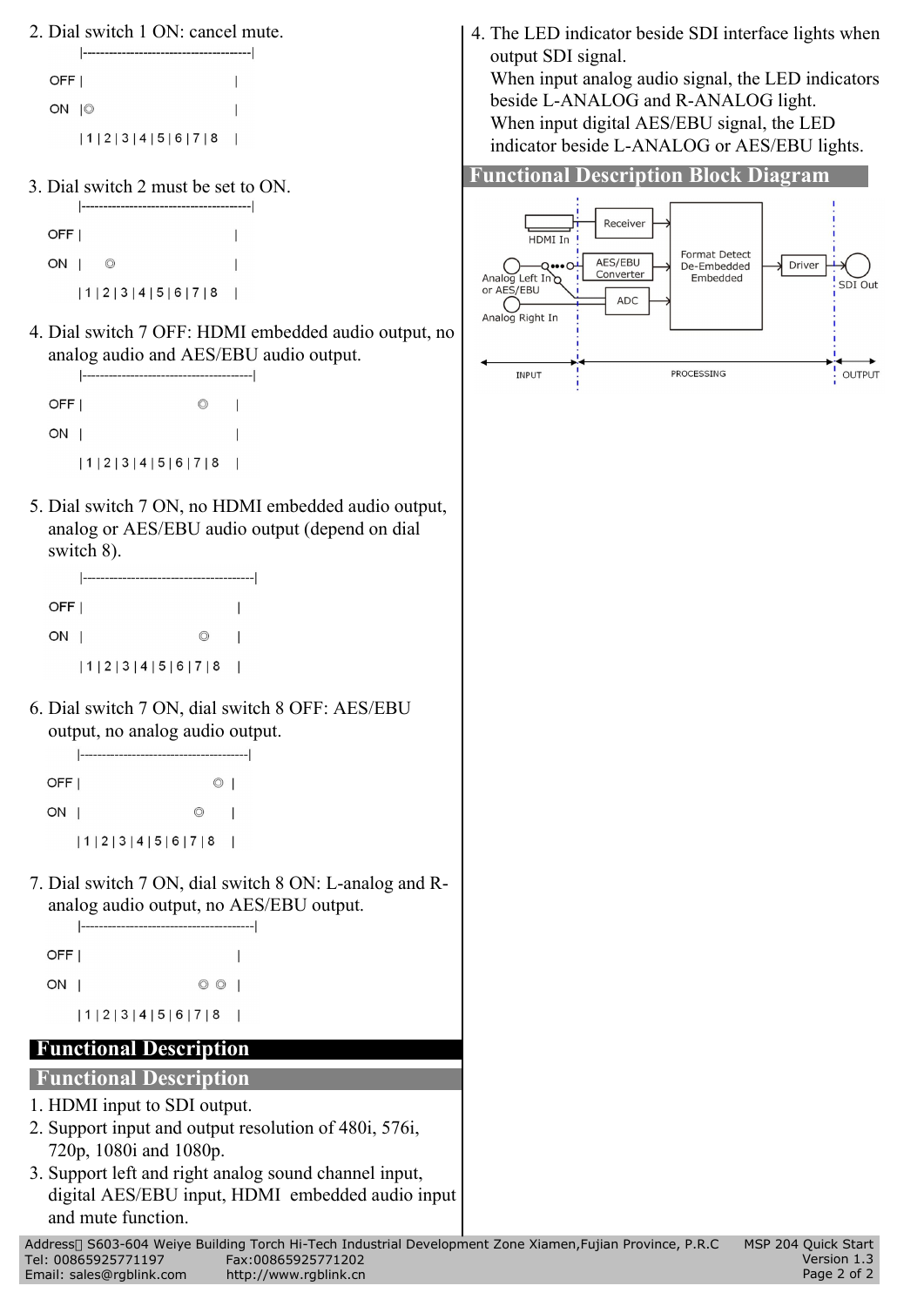2. Dial switch 1 ON: cancel mute.

```
     |--------------------------------------|
 OFF |                                      |
 ON  |◎                                     |
     | 1 | 2 | 3 | 4 | 5 | 6 | 7 | 8        |
```

3. Dial switch 2 must be set to ON.

```
     |--------------------------------------|
 OFF |                                      |
 ON  |    ◎                                 |
     | 1 | 2 | 3 | 4 | 5 | 6 | 7 | 8        |
```

4. Dial switch 7 OFF: HDMI embedded audio output, no analog audio and AES/EBU audio output.

```
     |--------------------------------------|
 OFF |                          ◎           |
 ON  |                                      |
     | 1 | 2 | 3 | 4 | 5 | 6 | 7 | 8        |
```

5. Dial switch 7 ON, no HDMI embedded audio output, analog or AES/EBU audio output (depend on dial switch 8).

```
     |--------------------------------------|
 OFF |                                      |
 ON  |                          ◎           |
     | 1 | 2 | 3 | 4 | 5 | 6 | 7 | 8        |
```

6. Dial switch 7 ON, dial switch 8 OFF: AES/EBU output, no analog audio output.

```
     |--------------------------------------|
 OFF |                              ◎       |
 ON  |                          ◎           |
     | 1 | 2 | 3 | 4 | 5 | 6 | 7 | 8        |
```

7. Dial switch 7 ON, dial switch 8 ON: L-analog and R-analog audio output, no AES/EBU output.

```
     |--------------------------------------|
 OFF |                                      |
 ON  |                          ◎ ◎         |
     | 1 | 2 | 3 | 4 | 5 | 6 | 7 | 8        |
```

## Functional Description

## Functional Description

1. HDMI input to SDI output.
2. Support input and output resolution of 480i, 576i, 720p, 1080i and 1080p.
3. Support left and right analog sound channel input, digital AES/EBU input, HDMI embedded audio input and mute function.
4. The LED indicator beside SDI interface lights when output SDI signal.
   When input analog audio signal, the LED indicators beside L-ANALOG and R-ANALOG light.
   When input digital AES/EBU signal, the LED indicator beside L-ANALOG or AES/EBU lights.

## Functional Description Block Diagram

HDMI In
Receiver
Analog Left In or AES/EBU
AES/EBU Converter
Analog Right In
ADC
Format Detect De-Embedded Embedded
Driver
SDI Out
INPUT
PROCESSING
OUTPUT

Address： S603-604 Weiye Building Torch Hi-Tech Industrial Development Zone Xiamen,Fujian Province, P.R.C
Tel: 00865925771197 Fax:00865925771202
Email: sales@rgblink.com http://www.rgblink.cn
MSP 204 Quick Start
Version 1.3